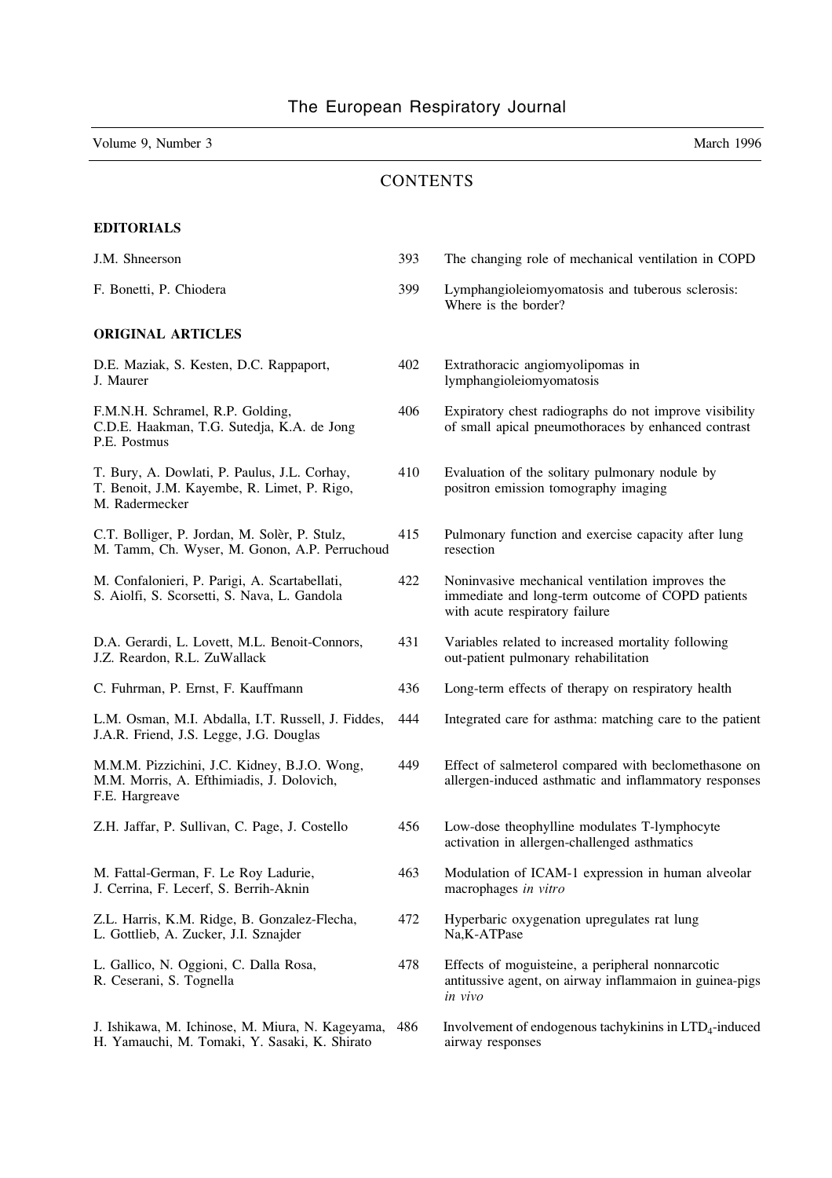# The European Respiratory Journal

Volume 9, Number 3 March 1996

## CONTENTS

### EDITORIALS

| | | |
|---|---|---|
| J.M. Shneerson | 393 | The changing role of mechanical ventilation in COPD |
| F. Bonetti, P. Chiodera | 399 | Lymphangioleiomyomatosis and tuberous sclerosis: Where is the border? |

### ORIGINAL ARTICLES

| | | |
|---|---|---|
| D.E. Maziak, S. Kesten, D.C. Rappaport, J. Maurer | 402 | Extrathoracic angiomyolipomas in lymphangioleiomyomatosis |
| F.M.N.H. Schramel, R.P. Golding, C.D.E. Haakman, T.G. Sutedja, K.A. de Jong P.E. Postmus | 406 | Expiratory chest radiographs do not improve visibility of small apical pneumothoraces by enhanced contrast |
| T. Bury, A. Dowlati, P. Paulus, J.L. Corhay, T. Benoit, J.M. Kayembe, R. Limet, P. Rigo, M. Radermecker | 410 | Evaluation of the solitary pulmonary nodule by positron emission tomography imaging |
| C.T. Bolliger, P. Jordan, M. Solèr, P. Stulz, M. Tamm, Ch. Wyser, M. Gonon, A.P. Perruchoud | 415 | Pulmonary function and exercise capacity after lung resection |
| M. Confalonieri, P. Parigi, A. Scartabellati, S. Aiolfi, S. Scorsetti, S. Nava, L. Gandola | 422 | Noninvasive mechanical ventilation improves the immediate and long-term outcome of COPD patients with acute respiratory failure |
| D.A. Gerardi, L. Lovett, M.L. Benoit-Connors, J.Z. Reardon, R.L. ZuWallack | 431 | Variables related to increased mortality following out-patient pulmonary rehabilitation |
| C. Fuhrman, P. Ernst, F. Kauffmann | 436 | Long-term effects of therapy on respiratory health |
| L.M. Osman, M.I. Abdalla, I.T. Russell, J. Fiddes, J.A.R. Friend, J.S. Legge, J.G. Douglas | 444 | Integrated care for asthma: matching care to the patient |
| M.M.M. Pizzichini, J.C. Kidney, B.J.O. Wong, M.M. Morris, A. Efthimiadis, J. Dolovich, F.E. Hargreave | 449 | Effect of salmeterol compared with beclomethasone on allergen-induced asthmatic and inflammatory responses |
| Z.H. Jaffar, P. Sullivan, C. Page, J. Costello | 456 | Low-dose theophylline modulates T-lymphocyte activation in allergen-challenged asthmatics |
| M. Fattal-German, F. Le Roy Ladurie, J. Cerrina, F. Lecerf, S. Berrih-Aknin | 463 | Modulation of ICAM-1 expression in human alveolar macrophages *in vitro* |
| Z.L. Harris, K.M. Ridge, B. Gonzalez-Flecha, L. Gottlieb, A. Zucker, J.I. Sznajder | 472 | Hyperbaric oxygenation upregulates rat lung Na,K-ATPase |
| L. Gallico, N. Oggioni, C. Dalla Rosa, R. Ceserani, S. Tognella | 478 | Effects of moguisteine, a peripheral nonnarcotic antitussive agent, on airway inflammaion in guinea-pigs *in vivo* |
| J. Ishikawa, M. Ichinose, M. Miura, N. Kageyama, H. Yamauchi, M. Tomaki, Y. Sasaki, K. Shirato | 486 | Involvement of endogenous tachykinins in $LTD_4$-induced airway responses |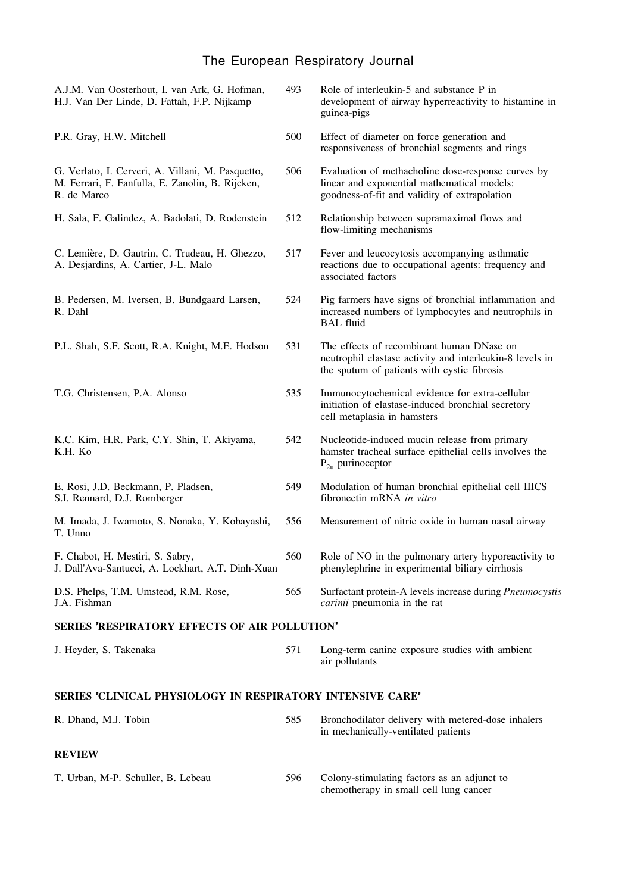# The European Respiratory Journal

| | | |
|---|---|---|
| A.J.M. Van Oosterhout, I. van Ark, G. Hofman, H.J. Van Der Linde, D. Fattah, F.P. Nijkamp | 493 | Role of interleukin-5 and substance P in development of airway hyperreactivity to histamine in guinea-pigs |
| P.R. Gray, H.W. Mitchell | 500 | Effect of diameter on force generation and responsiveness of bronchial segments and rings |
| G. Verlato, I. Cerveri, A. Villani, M. Pasquetto, M. Ferrari, F. Fanfulla, E. Zanolin, B. Rijcken, R. de Marco | 506 | Evaluation of methacholine dose-response curves by linear and exponential mathematical models: goodness-of-fit and validity of extrapolation |
| H. Sala, F. Galindez, A. Badolati, D. Rodenstein | 512 | Relationship between supramaximal flows and flow-limiting mechanisms |
| C. Lemière, D. Gautrin, C. Trudeau, H. Ghezzo, A. Desjardins, A. Cartier, J-L. Malo | 517 | Fever and leucocytosis accompanying asthmatic reactions due to occupational agents: frequency and associated factors |
| B. Pedersen, M. Iversen, B. Bundgaard Larsen, R. Dahl | 524 | Pig farmers have signs of bronchial inflammation and increased numbers of lymphocytes and neutrophils in BAL fluid |
| P.L. Shah, S.F. Scott, R.A. Knight, M.E. Hodson | 531 | The effects of recombinant human DNase on neutrophil elastase activity and interleukin-8 levels in the sputum of patients with cystic fibrosis |
| T.G. Christensen, P.A. Alonso | 535 | Immunocytochemical evidence for extra-cellular initiation of elastase-induced bronchial secretory cell metaplasia in hamsters |
| K.C. Kim, H.R. Park, C.Y. Shin, T. Akiyama, K.H. Ko | 542 | Nucleotide-induced mucin release from primary hamster tracheal surface epithelial cells involves the $P_{2u}$ purinoceptor |
| E. Rosi, J.D. Beckmann, P. Pladsen, S.I. Rennard, D.J. Romberger | 549 | Modulation of human bronchial epithelial cell IIICS fibronectin mRNA *in vitro* |
| M. Imada, J. Iwamoto, S. Nonaka, Y. Kobayashi, T. Unno | 556 | Measurement of nitric oxide in human nasal airway |
| F. Chabot, H. Mestiri, S. Sabry, J. Dall'Ava-Santucci, A. Lockhart, A.T. Dinh-Xuan | 560 | Role of NO in the pulmonary artery hyporeactivity to phenylephrine in experimental biliary cirrhosis |
| D.S. Phelps, T.M. Umstead, R.M. Rose, J.A. Fishman | 565 | Surfactant protein-A levels increase during *Pneumocystis carinii* pneumonia in the rat |

**SERIES 'RESPIRATORY EFFECTS OF AIR POLLUTION'**

| | | |
|---|---|---|
| J. Heyder, S. Takenaka | 571 | Long-term canine exposure studies with ambient air pollutants |

**SERIES 'CLINICAL PHYSIOLOGY IN RESPIRATORY INTENSIVE CARE'**

| | | |
|---|---|---|
| R. Dhand, M.J. Tobin | 585 | Bronchodilator delivery with metered-dose inhalers in mechanically-ventilated patients |

**REVIEW**

| | | |
|---|---|---|
| T. Urban, M-P. Schuller, B. Lebeau | 596 | Colony-stimulating factors as an adjunct to chemotherapy in small cell lung cancer |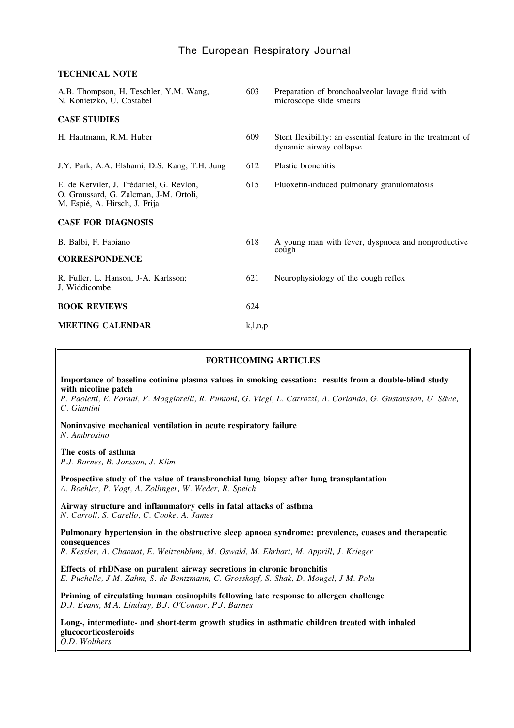# The European Respiratory Journal

## TECHNICAL NOTE

| | | |
|---|---|---|
| A.B. Thompson, H. Teschler, Y.M. Wang, N. Konietzko, U. Costabel | 603 | Preparation of bronchoalveolar lavage fluid with microscope slide smears |

## CASE STUDIES

| | | |
|---|---|---|
| H. Hautmann, R.M. Huber | 609 | Stent flexibility: an essential feature in the treatment of dynamic airway collapse |
| J.Y. Park, A.A. Elshami, D.S. Kang, T.H. Jung | 612 | Plastic bronchitis |
| E. de Kerviler, J. Trédaniel, G. Revlon, O. Groussard, G. Zalcman, J-M. Ortoli, M. Espié, A. Hirsch, J. Frija | 615 | Fluoxetin-induced pulmonary granulomatosis |

## CASE FOR DIAGNOSIS

| | | |
|---|---|---|
| B. Balbi, F. Fabiano | 618 | A young man with fever, dyspnoea and nonproductive cough |

## CORRESPONDENCE

| | | |
|---|---|---|
| R. Fuller, L. Hanson, J-A. Karlsson; J. Widdicombe | 621 | Neurophysiology of the cough reflex |

## BOOK REVIEWS — 624

## MEETING CALENDAR — k,l,n,p

---

### FORTHCOMING ARTICLES

**Importance of baseline cotinine plasma values in smoking cessation: results from a double-blind study with nicotine patch**
*P. Paoletti, E. Fornai, F. Maggiorelli, R. Puntoni, G. Viegi, L. Carrozzi, A. Corlando, G. Gustavsson, U. Säwe, C. Giuntini*

**Noninvasive mechanical ventilation in acute respiratory failure**
*N. Ambrosino*

**The costs of asthma**
*P.J. Barnes, B. Jonsson, J. Klim*

**Prospective study of the value of transbronchial lung biopsy after lung transplantation**
*A. Boehler, P. Vogt, A. Zollinger, W. Weder, R. Speich*

**Airway structure and inflammatory cells in fatal attacks of asthma**
*N. Carroll, S. Carello, C. Cooke, A. James*

**Pulmonary hypertension in the obstructive sleep apnoea syndrome: prevalence, cuases and therapeutic consequences**
*R. Kessler, A. Chaouat, E. Weitzenblum, M. Oswald, M. Ehrhart, M. Apprill, J. Krieger*

**Effects of rhDNase on purulent airway secretions in chronic bronchitis**
*E. Puchelle, J-M. Zahm, S. de Bentzmann, C. Grosskopf, S. Shak, D. Mougel, J-M. Polu*

**Priming of circulating human eosinophils following late response to allergen challenge**
*D.J. Evans, M.A. Lindsay, B.J. O'Connor, P.J. Barnes*

**Long-, intermediate- and short-term growth studies in asthmatic children treated with inhaled glucocorticosteroids**
*O.D. Wolthers*